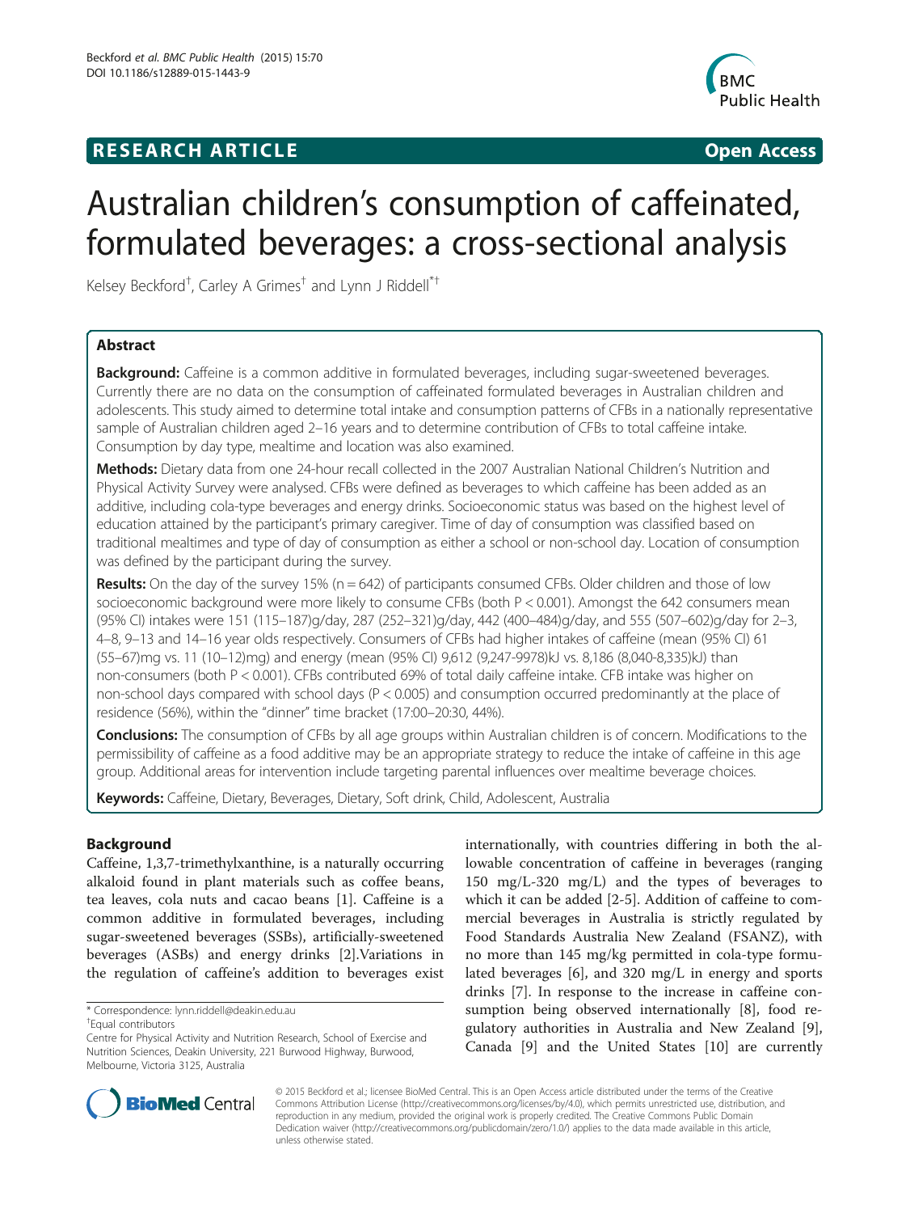**RESEARCH ARTICLE** **Open Access**

# Australian children's consumption of caffeinated, formulated beverages: a cross-sectional analysis

Kelsey Beckford[†], Carley A Grimes[†] and Lynn J Riddell[*†]

## Abstract

**Background:** Caffeine is a common additive in formulated beverages, including sugar-sweetened beverages. Currently there are no data on the consumption of caffeinated formulated beverages in Australian children and adolescents. This study aimed to determine total intake and consumption patterns of CFBs in a nationally representative sample of Australian children aged 2–16 years and to determine contribution of CFBs to total caffeine intake. Consumption by day type, mealtime and location was also examined.

**Methods:** Dietary data from one 24-hour recall collected in the 2007 Australian National Children's Nutrition and Physical Activity Survey were analysed. CFBs were defined as beverages to which caffeine has been added as an additive, including cola-type beverages and energy drinks. Socioeconomic status was based on the highest level of education attained by the participant's primary caregiver. Time of day of consumption was classified based on traditional mealtimes and type of day of consumption as either a school or non-school day. Location of consumption was defined by the participant during the survey.

**Results:** On the day of the survey 15% (n = 642) of participants consumed CFBs. Older children and those of low socioeconomic background were more likely to consume CFBs (both P < 0.001). Amongst the 642 consumers mean (95% CI) intakes were 151 (115–187)g/day, 287 (252–321)g/day, 442 (400–484)g/day, and 555 (507–602)g/day for 2–3, 4–8, 9–13 and 14–16 year olds respectively. Consumers of CFBs had higher intakes of caffeine (mean (95% CI) 61 (55–67)mg vs. 11 (10–12)mg) and energy (mean (95% CI) 9,612 (9,247-9978)kJ vs. 8,186 (8,040-8,335)kJ) than non-consumers (both P < 0.001). CFBs contributed 69% of total daily caffeine intake. CFB intake was higher on non-school days compared with school days (P < 0.005) and consumption occurred predominantly at the place of residence (56%), within the "dinner" time bracket (17:00–20:30, 44%).

**Conclusions:** The consumption of CFBs by all age groups within Australian children is of concern. Modifications to the permissibility of caffeine as a food additive may be an appropriate strategy to reduce the intake of caffeine in this age group. Additional areas for intervention include targeting parental influences over mealtime beverage choices.

**Keywords:** Caffeine, Dietary, Beverages, Dietary, Soft drink, Child, Adolescent, Australia

## Background

Caffeine, 1,3,7-trimethylxanthine, is a naturally occurring alkaloid found in plant materials such as coffee beans, tea leaves, cola nuts and cacao beans [1]. Caffeine is a common additive in formulated beverages, including sugar-sweetened beverages (SSBs), artificially-sweetened beverages (ASBs) and energy drinks [2].Variations in the regulation of caffeine's addition to beverages exist internationally, with countries differing in both the allowable concentration of caffeine in beverages (ranging 150 mg/L-320 mg/L) and the types of beverages to which it can be added [2-5]. Addition of caffeine to commercial beverages in Australia is strictly regulated by Food Standards Australia New Zealand (FSANZ), with no more than 145 mg/kg permitted in cola-type formulated beverages [6], and 320 mg/L in energy and sports drinks [7]. In response to the increase in caffeine consumption being observed internationally [8], food regulatory authorities in Australia and New Zealand [9], Canada [9] and the United States [10] are currently

\* Correspondence: lynn.riddell@deakin.edu.au

†Equal contributors

Centre for Physical Activity and Nutrition Research, School of Exercise and Nutrition Sciences, Deakin University, 221 Burwood Highway, Burwood, Melbourne, Victoria 3125, Australia

© 2015 Beckford et al.; licensee BioMed Central. This is an Open Access article distributed under the terms of the Creative Commons Attribution License (http://creativecommons.org/licenses/by/4.0), which permits unrestricted use, distribution, and reproduction in any medium, provided the original work is properly credited. The Creative Commons Public Domain Dedication waiver (http://creativecommons.org/publicdomain/zero/1.0/) applies to the data made available in this article, unless otherwise stated.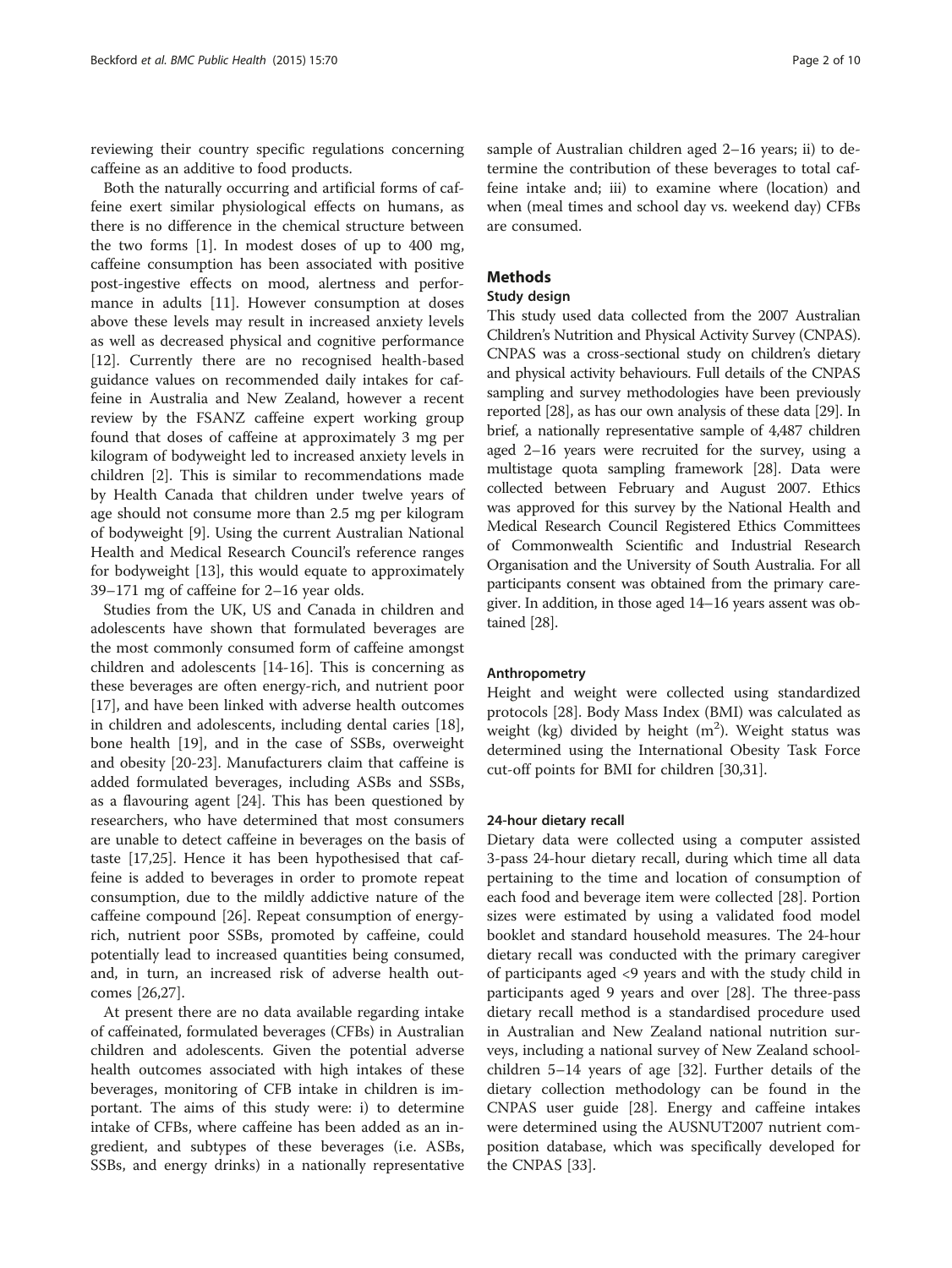reviewing their country specific regulations concerning caffeine as an additive to food products.

Both the naturally occurring and artificial forms of caffeine exert similar physiological effects on humans, as there is no difference in the chemical structure between the two forms [1]. In modest doses of up to 400 mg, caffeine consumption has been associated with positive post-ingestive effects on mood, alertness and performance in adults [11]. However consumption at doses above these levels may result in increased anxiety levels as well as decreased physical and cognitive performance [12]. Currently there are no recognised health-based guidance values on recommended daily intakes for caffeine in Australia and New Zealand, however a recent review by the FSANZ caffeine expert working group found that doses of caffeine at approximately 3 mg per kilogram of bodyweight led to increased anxiety levels in children [2]. This is similar to recommendations made by Health Canada that children under twelve years of age should not consume more than 2.5 mg per kilogram of bodyweight [9]. Using the current Australian National Health and Medical Research Council's reference ranges for bodyweight [13], this would equate to approximately 39–171 mg of caffeine for 2–16 year olds.

Studies from the UK, US and Canada in children and adolescents have shown that formulated beverages are the most commonly consumed form of caffeine amongst children and adolescents [14-16]. This is concerning as these beverages are often energy-rich, and nutrient poor [17], and have been linked with adverse health outcomes in children and adolescents, including dental caries [18], bone health [19], and in the case of SSBs, overweight and obesity [20-23]. Manufacturers claim that caffeine is added formulated beverages, including ASBs and SSBs, as a flavouring agent [24]. This has been questioned by researchers, who have determined that most consumers are unable to detect caffeine in beverages on the basis of taste [17,25]. Hence it has been hypothesised that caffeine is added to beverages in order to promote repeat consumption, due to the mildly addictive nature of the caffeine compound [26]. Repeat consumption of energy-rich, nutrient poor SSBs, promoted by caffeine, could potentially lead to increased quantities being consumed, and, in turn, an increased risk of adverse health outcomes [26,27].

At present there are no data available regarding intake of caffeinated, formulated beverages (CFBs) in Australian children and adolescents. Given the potential adverse health outcomes associated with high intakes of these beverages, monitoring of CFB intake in children is important. The aims of this study were: i) to determine intake of CFBs, where caffeine has been added as an ingredient, and subtypes of these beverages (i.e. ASBs, SSBs, and energy drinks) in a nationally representative sample of Australian children aged 2–16 years; ii) to determine the contribution of these beverages to total caffeine intake and; iii) to examine where (location) and when (meal times and school day vs. weekend day) CFBs are consumed.

## Methods

### Study design

This study used data collected from the 2007 Australian Children's Nutrition and Physical Activity Survey (CNPAS). CNPAS was a cross-sectional study on children's dietary and physical activity behaviours. Full details of the CNPAS sampling and survey methodologies have been previously reported [28], as has our own analysis of these data [29]. In brief, a nationally representative sample of 4,487 children aged 2–16 years were recruited for the survey, using a multistage quota sampling framework [28]. Data were collected between February and August 2007. Ethics was approved for this survey by the National Health and Medical Research Council Registered Ethics Committees of Commonwealth Scientific and Industrial Research Organisation and the University of South Australia. For all participants consent was obtained from the primary caregiver. In addition, in those aged 14–16 years assent was obtained [28].

### Anthropometry

Height and weight were collected using standardized protocols [28]. Body Mass Index (BMI) was calculated as weight (kg) divided by height ($m^2$). Weight status was determined using the International Obesity Task Force cut-off points for BMI for children [30,31].

### 24-hour dietary recall

Dietary data were collected using a computer assisted 3-pass 24-hour dietary recall, during which time all data pertaining to the time and location of consumption of each food and beverage item were collected [28]. Portion sizes were estimated by using a validated food model booklet and standard household measures. The 24-hour dietary recall was conducted with the primary caregiver of participants aged <9 years and with the study child in participants aged 9 years and over [28]. The three-pass dietary recall method is a standardised procedure used in Australian and New Zealand national nutrition surveys, including a national survey of New Zealand schoolchildren 5–14 years of age [32]. Further details of the dietary collection methodology can be found in the CNPAS user guide [28]. Energy and caffeine intakes were determined using the AUSNUT2007 nutrient composition database, which was specifically developed for the CNPAS [33].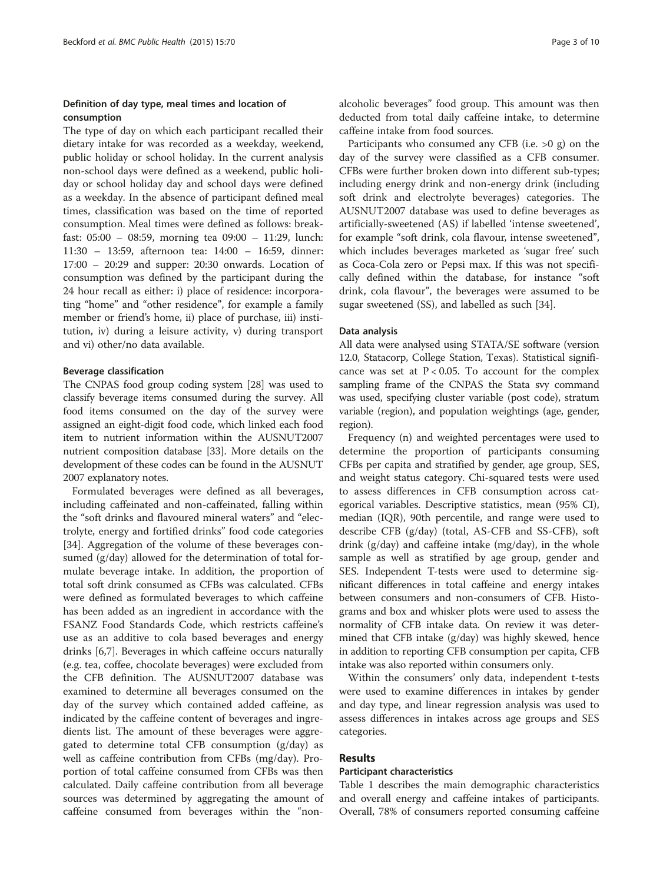### Definition of day type, meal times and location of consumption

The type of day on which each participant recalled their dietary intake for was recorded as a weekday, weekend, public holiday or school holiday. In the current analysis non-school days were defined as a weekend, public holiday or school holiday day and school days were defined as a weekday. In the absence of participant defined meal times, classification was based on the time of reported consumption. Meal times were defined as follows: breakfast: 05:00 – 08:59, morning tea 09:00 – 11:29, lunch: 11:30 – 13:59, afternoon tea: 14:00 – 16:59, dinner: 17:00 – 20:29 and supper: 20:30 onwards. Location of consumption was defined by the participant during the 24 hour recall as either: i) place of residence: incorporating "home" and "other residence", for example a family member or friend's home, ii) place of purchase, iii) institution, iv) during a leisure activity, v) during transport and vi) other/no data available.

### Beverage classification

The CNPAS food group coding system [28] was used to classify beverage items consumed during the survey. All food items consumed on the day of the survey were assigned an eight-digit food code, which linked each food item to nutrient information within the AUSNUT2007 nutrient composition database [33]. More details on the development of these codes can be found in the AUSNUT 2007 explanatory notes.

Formulated beverages were defined as all beverages, including caffeinated and non-caffeinated, falling within the "soft drinks and flavoured mineral waters" and "electrolyte, energy and fortified drinks" food code categories [34]. Aggregation of the volume of these beverages consumed (g/day) allowed for the determination of total formulate beverage intake. In addition, the proportion of total soft drink consumed as CFBs was calculated. CFBs were defined as formulated beverages to which caffeine has been added as an ingredient in accordance with the FSANZ Food Standards Code, which restricts caffeine's use as an additive to cola based beverages and energy drinks [6,7]. Beverages in which caffeine occurs naturally (e.g. tea, coffee, chocolate beverages) were excluded from the CFB definition. The AUSNUT2007 database was examined to determine all beverages consumed on the day of the survey which contained added caffeine, as indicated by the caffeine content of beverages and ingredients list. The amount of these beverages were aggregated to determine total CFB consumption (g/day) as well as caffeine contribution from CFBs (mg/day). Proportion of total caffeine consumed from CFBs was then calculated. Daily caffeine contribution from all beverage sources was determined by aggregating the amount of caffeine consumed from beverages within the "non-alcoholic beverages" food group. This amount was then deducted from total daily caffeine intake, to determine caffeine intake from food sources.

Participants who consumed any CFB (i.e. >0 g) on the day of the survey were classified as a CFB consumer. CFBs were further broken down into different sub-types; including energy drink and non-energy drink (including soft drink and electrolyte beverages) categories. The AUSNUT2007 database was used to define beverages as artificially-sweetened (AS) if labelled 'intense sweetened', for example "soft drink, cola flavour, intense sweetened", which includes beverages marketed as 'sugar free' such as Coca-Cola zero or Pepsi max. If this was not specifically defined within the database, for instance "soft drink, cola flavour", the beverages were assumed to be sugar sweetened (SS), and labelled as such [34].

### Data analysis

All data were analysed using STATA/SE software (version 12.0, Statacorp, College Station, Texas). Statistical significance was set at $P < 0.05$. To account for the complex sampling frame of the CNPAS the Stata svy command was used, specifying cluster variable (post code), stratum variable (region), and population weightings (age, gender, region).

Frequency (n) and weighted percentages were used to determine the proportion of participants consuming CFBs per capita and stratified by gender, age group, SES, and weight status category. Chi-squared tests were used to assess differences in CFB consumption across categorical variables. Descriptive statistics, mean (95% CI), median (IQR), 90th percentile, and range were used to describe CFB (g/day) (total, AS-CFB and SS-CFB), soft drink (g/day) and caffeine intake (mg/day), in the whole sample as well as stratified by age group, gender and SES. Independent T-tests were used to determine significant differences in total caffeine and energy intakes between consumers and non-consumers of CFB. Histograms and box and whisker plots were used to assess the normality of CFB intake data. On review it was determined that CFB intake (g/day) was highly skewed, hence in addition to reporting CFB consumption per capita, CFB intake was also reported within consumers only.

Within the consumers' only data, independent t-tests were used to examine differences in intakes by gender and day type, and linear regression analysis was used to assess differences in intakes across age groups and SES categories.

## Results

### Participant characteristics

Table 1 describes the main demographic characteristics and overall energy and caffeine intakes of participants. Overall, 78% of consumers reported consuming caffeine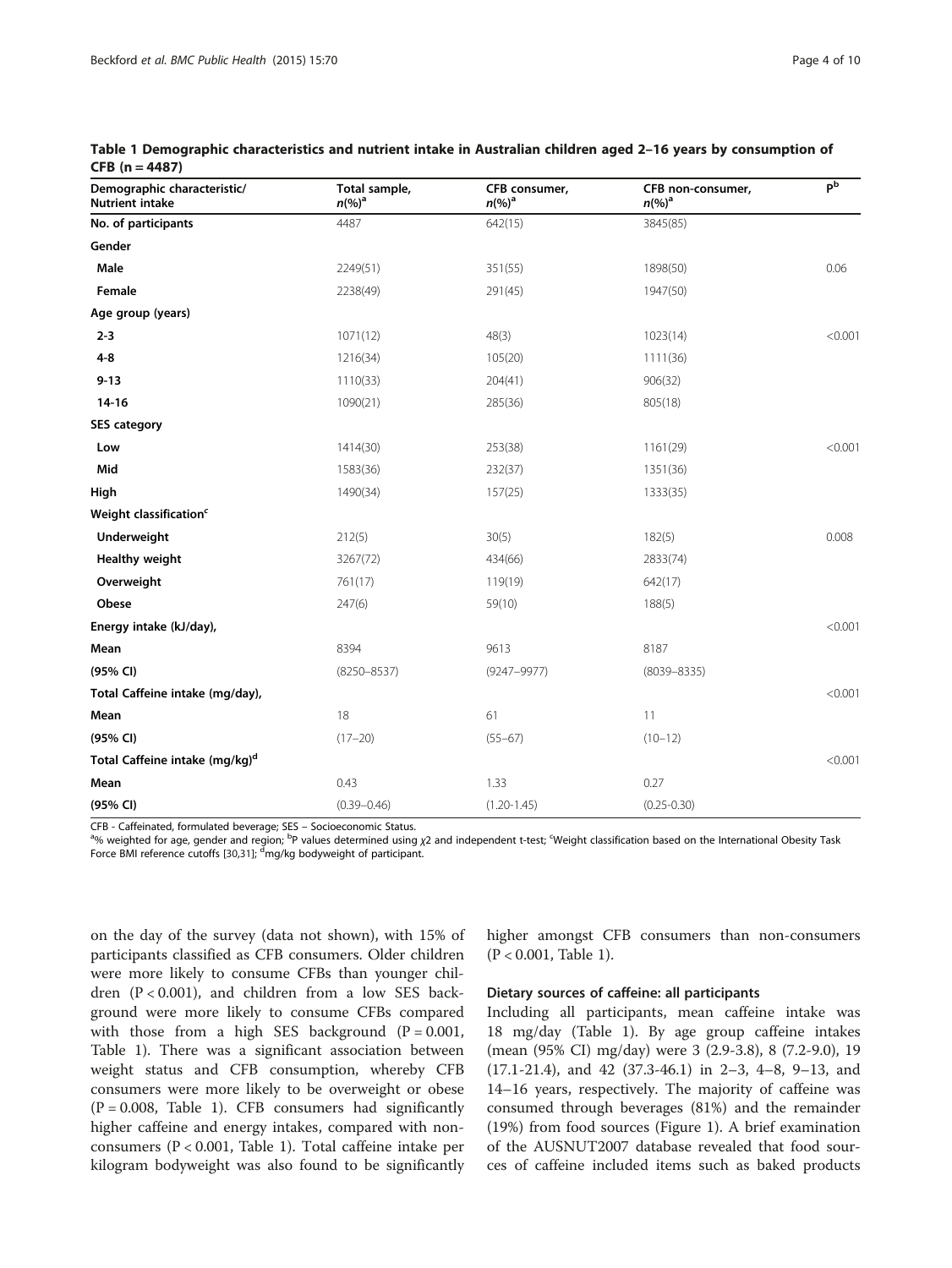**Table 1 Demographic characteristics and nutrient intake in Australian children aged 2–16 years by consumption of CFB (n = 4487)**

| Demographic characteristic/ Nutrient intake | Total sample, $n$(%)[a] | CFB consumer, $n$(%)[a] | CFB non-consumer, $n$(%)[a] | P[b] |
|---|---|---|---|---|
| **No. of participants** | 4487 | 642(15) | 3845(85) | |
| **Gender** | | | | |
| **Male** | 2249(51) | 351(55) | 1898(50) | 0.06 |
| **Female** | 2238(49) | 291(45) | 1947(50) | |
| **Age group (years)** | | | | |
| **2-3** | 1071(12) | 48(3) | 1023(14) | <0.001 |
| **4-8** | 1216(34) | 105(20) | 1111(36) | |
| **9-13** | 1110(33) | 204(41) | 906(32) | |
| **14-16** | 1090(21) | 285(36) | 805(18) | |
| **SES category** | | | | |
| **Low** | 1414(30) | 253(38) | 1161(29) | <0.001 |
| **Mid** | 1583(36) | 232(37) | 1351(36) | |
| **High** | 1490(34) | 157(25) | 1333(35) | |
| **Weight classification**[c] | | | | |
| **Underweight** | 212(5) | 30(5) | 182(5) | 0.008 |
| **Healthy weight** | 3267(72) | 434(66) | 2833(74) | |
| **Overweight** | 761(17) | 119(19) | 642(17) | |
| **Obese** | 247(6) | 59(10) | 188(5) | |
| **Energy intake (kJ/day),** | | | | <0.001 |
| **Mean** | 8394 | 9613 | 8187 | |
| **(95% CI)** | (8250–8537) | (9247–9977) | (8039–8335) | |
| **Total Caffeine intake (mg/day),** | | | | <0.001 |
| **Mean** | 18 | 61 | 11 | |
| **(95% CI)** | (17–20) | (55–67) | (10–12) | |
| **Total Caffeine intake (mg/kg)**[d] | | | | <0.001 |
| **Mean** | 0.43 | 1.33 | 0.27 | |
| **(95% CI)** | (0.39–0.46) | (1.20-1.45) | (0.25-0.30) | |

CFB - Caffeinated, formulated beverage; SES – Socioeconomic Status.
[a]% weighted for age, gender and region; [b]P values determined using $\chi 2$ and independent t-test; [c]Weight classification based on the International Obesity Task Force BMI reference cutoffs [30,31]; [d]mg/kg bodyweight of participant.

on the day of the survey (data not shown), with 15% of participants classified as CFB consumers. Older children were more likely to consume CFBs than younger children ($P < 0.001$), and children from a low SES background were more likely to consume CFBs compared with those from a high SES background ($P = 0.001$, Table 1). There was a significant association between weight status and CFB consumption, whereby CFB consumers were more likely to be overweight or obese ($P = 0.008$, Table 1). CFB consumers had significantly higher caffeine and energy intakes, compared with non-consumers ($P < 0.001$, Table 1). Total caffeine intake per kilogram bodyweight was also found to be significantly higher amongst CFB consumers than non-consumers ($P < 0.001$, Table 1).

### Dietary sources of caffeine: all participants

Including all participants, mean caffeine intake was 18 mg/day (Table 1). By age group caffeine intakes (mean (95% CI) mg/day) were 3 (2.9-3.8), 8 (7.2-9.0), 19 (17.1-21.4), and 42 (37.3-46.1) in 2–3, 4–8, 9–13, and 14–16 years, respectively. The majority of caffeine was consumed through beverages (81%) and the remainder (19%) from food sources (Figure 1). A brief examination of the AUSNUT2007 database revealed that food sources of caffeine included items such as baked products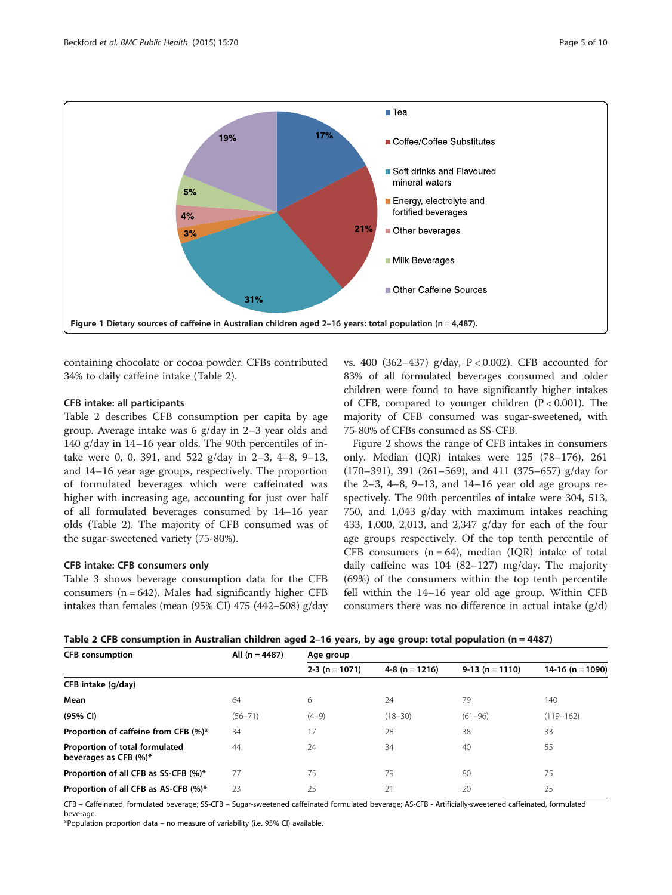Figure 1 Dietary sources of caffeine in Australian children aged 2–16 years: total population (n = 4,487).

containing chocolate or cocoa powder. CFBs contributed 34% to daily caffeine intake (Table 2).

### CFB intake: all participants

Table 2 describes CFB consumption per capita by age group. Average intake was 6 g/day in 2–3 year olds and 140 g/day in 14–16 year olds. The 90th percentiles of intake were 0, 0, 391, and 522 g/day in 2–3, 4–8, 9–13, and 14–16 year age groups, respectively. The proportion of formulated beverages which were caffeinated was higher with increasing age, accounting for just over half of all formulated beverages consumed by 14–16 year olds (Table 2). The majority of CFB consumed was of the sugar-sweetened variety (75-80%).

### CFB intake: CFB consumers only

Table 3 shows beverage consumption data for the CFB consumers (n = 642). Males had significantly higher CFB intakes than females (mean (95% CI) 475 (442–508) g/day vs. 400 (362–437) g/day, P < 0.002). CFB accounted for 83% of all formulated beverages consumed and older children were found to have significantly higher intakes of CFB, compared to younger children (P < 0.001). The majority of CFB consumed was sugar-sweetened, with 75-80% of CFBs consumed as SS-CFB.

Figure 2 shows the range of CFB intakes in consumers only. Median (IQR) intakes were 125 (78–176), 261 (170–391), 391 (261–569), and 411 (375–657) g/day for the 2–3, 4–8, 9–13, and 14–16 year old age groups respectively. The 90th percentiles of intake were 304, 513, 750, and 1,043 g/day with maximum intakes reaching 433, 1,000, 2,013, and 2,347 g/day for each of the four age groups respectively. Of the top tenth percentile of CFB consumers (n = 64), median (IQR) intake of total daily caffeine was 104 (82–127) mg/day. The majority (69%) of the consumers within the top tenth percentile fell within the 14–16 year old age group. Within CFB consumers there was no difference in actual intake (g/d)

**Table 2 CFB consumption in Australian children aged 2–16 years, by age group: total population (n = 4487)**

| CFB consumption | All (n = 4487) | Age group | | | |
|---|---|---|---|---|---|
| | | 2-3 (n = 1071) | 4-8 (n = 1216) | 9-13 (n = 1110) | 14-16 (n = 1090) |
| **CFB intake (g/day)** | | | | | |
| **Mean** | 64 | 6 | 24 | 79 | 140 |
| **(95% CI)** | (56–71) | (4–9) | (18–30) | (61–96) | (119–162) |
| **Proportion of caffeine from CFB (%)*** | 34 | 17 | 28 | 38 | 33 |
| **Proportion of total formulated beverages as CFB (%)*** | 44 | 24 | 34 | 40 | 55 |
| **Proportion of all CFB as SS-CFB (%)*** | 77 | 75 | 79 | 80 | 75 |
| **Proportion of all CFB as AS-CFB (%)*** | 23 | 25 | 21 | 20 | 25 |

CFB – Caffeinated, formulated beverage; SS-CFB – Sugar-sweetened caffeinated formulated beverage; AS-CFB - Artificially-sweetened caffeinated, formulated beverage.

*Population proportion data – no measure of variability (i.e. 95% CI) available.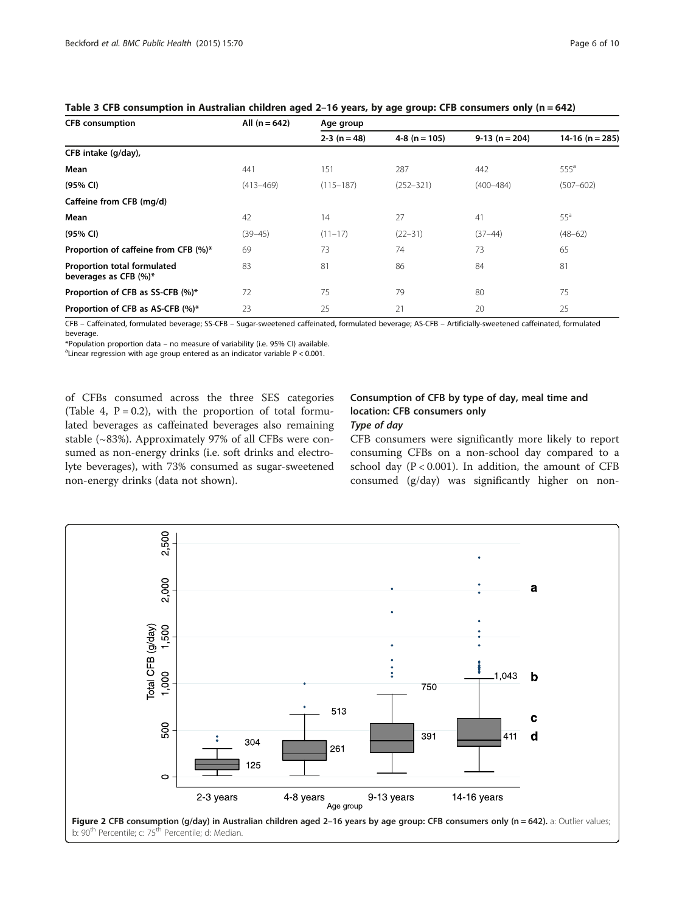**Table 3 CFB consumption in Australian children aged 2–16 years, by age group: CFB consumers only (n = 642)**

| CFB consumption | All (n = 642) | Age group | | | |
|---|---|---|---|---|---|
| | | 2-3 (n = 48) | 4-8 (n = 105) | 9-13 (n = 204) | 14-16 (n = 285) |
| **CFB intake (g/day),** | | | | | |
| **Mean** | 441 | 151 | 287 | 442 | 555[a] |
| **(95% CI)** | (413–469) | (115–187) | (252–321) | (400–484) | (507–602) |
| **Caffeine from CFB (mg/d)** | | | | | |
| **Mean** | 42 | 14 | 27 | 41 | 55[a] |
| **(95% CI)** | (39–45) | (11–17) | (22–31) | (37–44) | (48–62) |
| **Proportion of caffeine from CFB (%)*** | 69 | 73 | 74 | 73 | 65 |
| **Proportion total formulated beverages as CFB (%)*** | 83 | 81 | 86 | 84 | 81 |
| **Proportion of CFB as SS-CFB (%)*** | 72 | 75 | 79 | 80 | 75 |
| **Proportion of CFB as AS-CFB (%)*** | 23 | 25 | 21 | 20 | 25 |

CFB – Caffeinated, formulated beverage; SS-CFB – Sugar-sweetened caffeinated, formulated beverage; AS-CFB – Artificially-sweetened caffeinated, formulated beverage.
*Population proportion data – no measure of variability (i.e. 95% CI) available.
[a]Linear regression with age group entered as an indicator variable P < 0.001.

of CFBs consumed across the three SES categories (Table 4, P = 0.2), with the proportion of total formulated beverages as caffeinated beverages also remaining stable (~83%). Approximately 97% of all CFBs were consumed as non-energy drinks (i.e. soft drinks and electrolyte beverages), with 73% consumed as sugar-sweetened non-energy drinks (data not shown).

### Consumption of CFB by type of day, meal time and location: CFB consumers only

#### *Type of day*

CFB consumers were significantly more likely to report consuming CFBs on a non-school day compared to a school day (P < 0.001). In addition, the amount of CFB consumed (g/day) was significantly higher on non-

**Figure 2** CFB consumption (g/day) in Australian children aged 2–16 years by age group: CFB consumers only (n = 642). a: Outlier values; b: 90[th] Percentile; c: 75[th] Percentile; d: Median.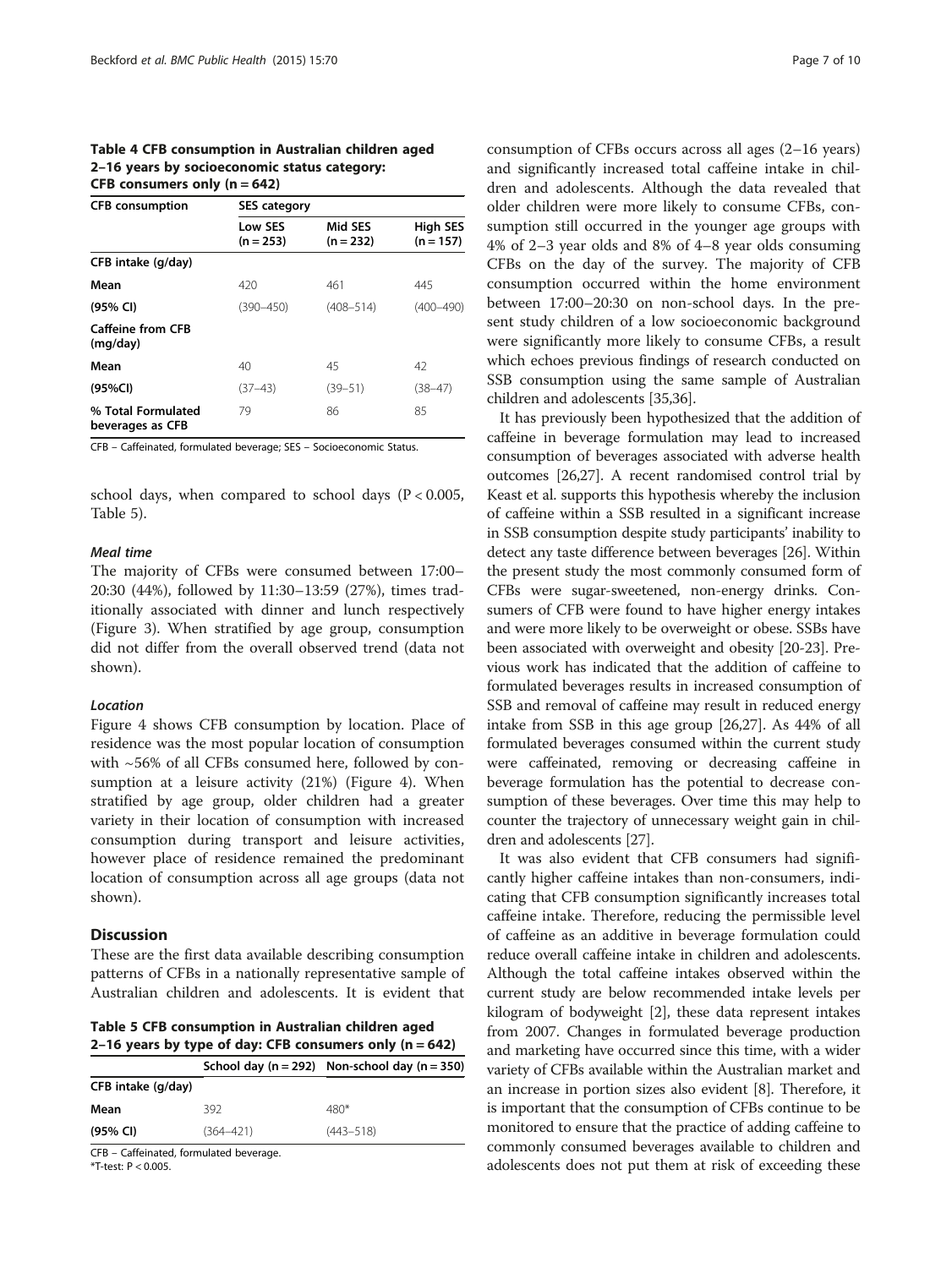**Table 4 CFB consumption in Australian children aged 2–16 years by socioeconomic status category: CFB consumers only (n = 642)**

| CFB consumption | SES category | | |
|---|---|---|---|
| | Low SES (n = 253) | Mid SES (n = 232) | High SES (n = 157) |
| **CFB intake (g/day)** | | | |
| **Mean** | 420 | 461 | 445 |
| **(95% CI)** | (390–450) | (408–514) | (400–490) |
| **Caffeine from CFB (mg/day)** | | | |
| **Mean** | 40 | 45 | 42 |
| **(95%CI)** | (37–43) | (39–51) | (38–47) |
| **% Total Formulated beverages as CFB** | 79 | 86 | 85 |

CFB – Caffeinated, formulated beverage; SES – Socioeconomic Status.

school days, when compared to school days ($P < 0.005$, Table 5).

#### Meal time

The majority of CFBs were consumed between 17:00–20:30 (44%), followed by 11:30–13:59 (27%), times traditionally associated with dinner and lunch respectively (Figure 3). When stratified by age group, consumption did not differ from the overall observed trend (data not shown).

#### Location

Figure 4 shows CFB consumption by location. Place of residence was the most popular location of consumption with ~56% of all CFBs consumed here, followed by consumption at a leisure activity (21%) (Figure 4). When stratified by age group, older children had a greater variety in their location of consumption with increased consumption during transport and leisure activities, however place of residence remained the predominant location of consumption across all age groups (data not shown).

## Discussion

These are the first data available describing consumption patterns of CFBs in a nationally representative sample of Australian children and adolescents. It is evident that consumption of CFBs occurs across all ages (2–16 years) and significantly increased total caffeine intake in children and adolescents. Although the data revealed that older children were more likely to consume CFBs, consumption still occurred in the younger age groups with 4% of 2–3 year olds and 8% of 4–8 year olds consuming CFBs on the day of the survey. The majority of CFB consumption occurred within the home environment between 17:00–20:30 on non-school days. In the present study children of a low socioeconomic background were significantly more likely to consume CFBs, a result which echoes previous findings of research conducted on SSB consumption using the same sample of Australian children and adolescents [35,36].

**Table 5 CFB consumption in Australian children aged 2–16 years by type of day: CFB consumers only (n = 642)**

| | School day (n = 292) | Non-school day (n = 350) |
|---|---|---|
| **CFB intake (g/day)** | | |
| **Mean** | 392 | 480* |
| **(95% CI)** | (364–421) | (443–518) |

CFB – Caffeinated, formulated beverage.
*T-test: $P < 0.005$.

It has previously been hypothesized that the addition of caffeine in beverage formulation may lead to increased consumption of beverages associated with adverse health outcomes [26,27]. A recent randomised control trial by Keast et al. supports this hypothesis whereby the inclusion of caffeine within a SSB resulted in a significant increase in SSB consumption despite study participants' inability to detect any taste difference between beverages [26]. Within the present study the most commonly consumed form of CFBs were sugar-sweetened, non-energy drinks. Consumers of CFB were found to have higher energy intakes and were more likely to be overweight or obese. SSBs have been associated with overweight and obesity [20-23]. Previous work has indicated that the addition of caffeine to formulated beverages results in increased consumption of SSB and removal of caffeine may result in reduced energy intake from SSB in this age group [26,27]. As 44% of all formulated beverages consumed within the current study were caffeinated, removing or decreasing caffeine in beverage formulation has the potential to decrease consumption of these beverages. Over time this may help to counter the trajectory of unnecessary weight gain in children and adolescents [27].

It was also evident that CFB consumers had significantly higher caffeine intakes than non-consumers, indicating that CFB consumption significantly increases total caffeine intake. Therefore, reducing the permissible level of caffeine as an additive in beverage formulation could reduce overall caffeine intake in children and adolescents. Although the total caffeine intakes observed within the current study are below recommended intake levels per kilogram of bodyweight [2], these data represent intakes from 2007. Changes in formulated beverage production and marketing have occurred since this time, with a wider variety of CFBs available within the Australian market and an increase in portion sizes also evident [8]. Therefore, it is important that the consumption of CFBs continue to be monitored to ensure that the practice of adding caffeine to commonly consumed beverages available to children and adolescents does not put them at risk of exceeding these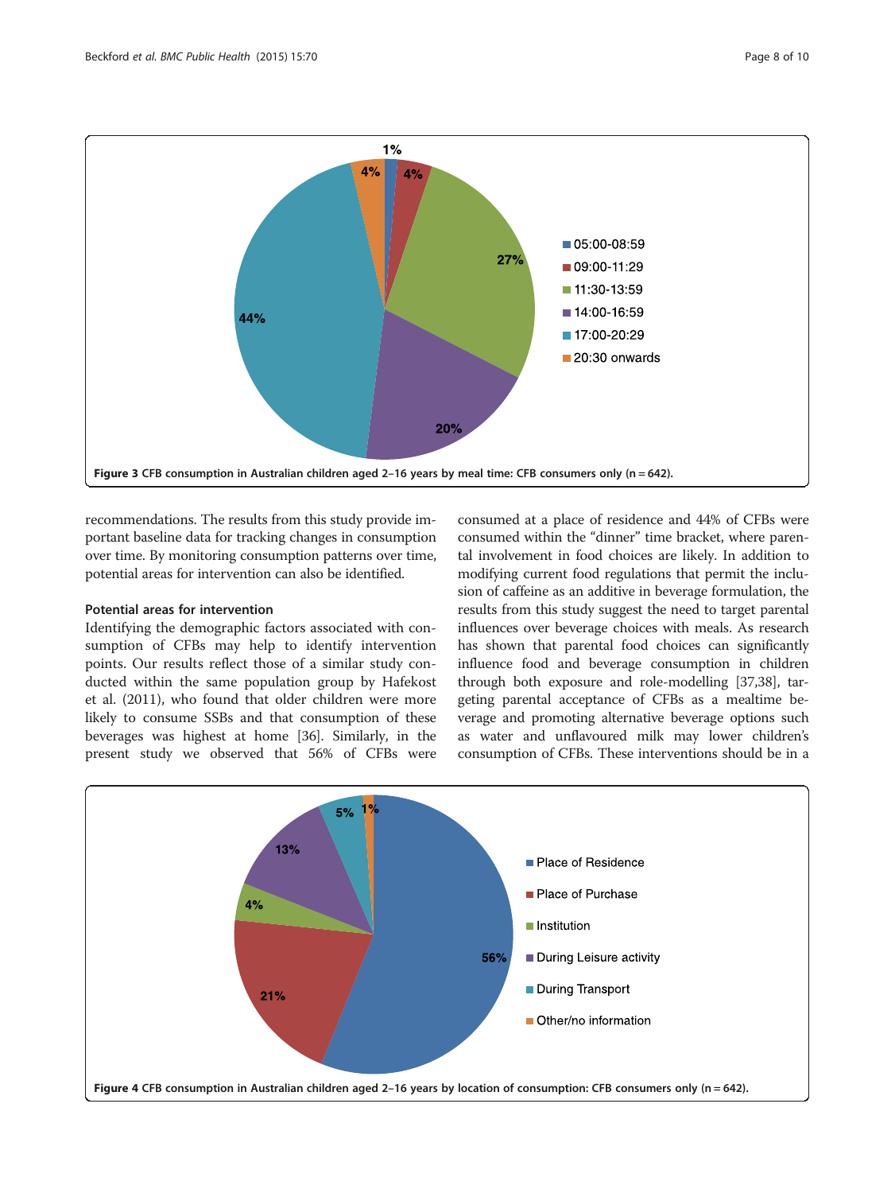Figure 3 CFB consumption in Australian children aged 2–16 years by meal time: CFB consumers only (n = 642).

recommendations. The results from this study provide important baseline data for tracking changes in consumption over time. By monitoring consumption patterns over time, potential areas for intervention can also be identified.

### Potential areas for intervention

Identifying the demographic factors associated with consumption of CFBs may help to identify intervention points. Our results reflect those of a similar study conducted within the same population group by Hafekost et al. (2011), who found that older children were more likely to consume SSBs and that consumption of these beverages was highest at home [36]. Similarly, in the present study we observed that 56% of CFBs were consumed at a place of residence and 44% of CFBs were consumed within the "dinner" time bracket, where parental involvement in food choices are likely. In addition to modifying current food regulations that permit the inclusion of caffeine as an additive in beverage formulation, the results from this study suggest the need to target parental influences over beverage choices with meals. As research has shown that parental food choices can significantly influence food and beverage consumption in children through both exposure and role-modelling [37,38], targeting parental acceptance of CFBs as a mealtime beverage and promoting alternative beverage options such as water and unflavoured milk may lower children's consumption of CFBs. These interventions should be in a

Figure 4 CFB consumption in Australian children aged 2–16 years by location of consumption: CFB consumers only (n = 642).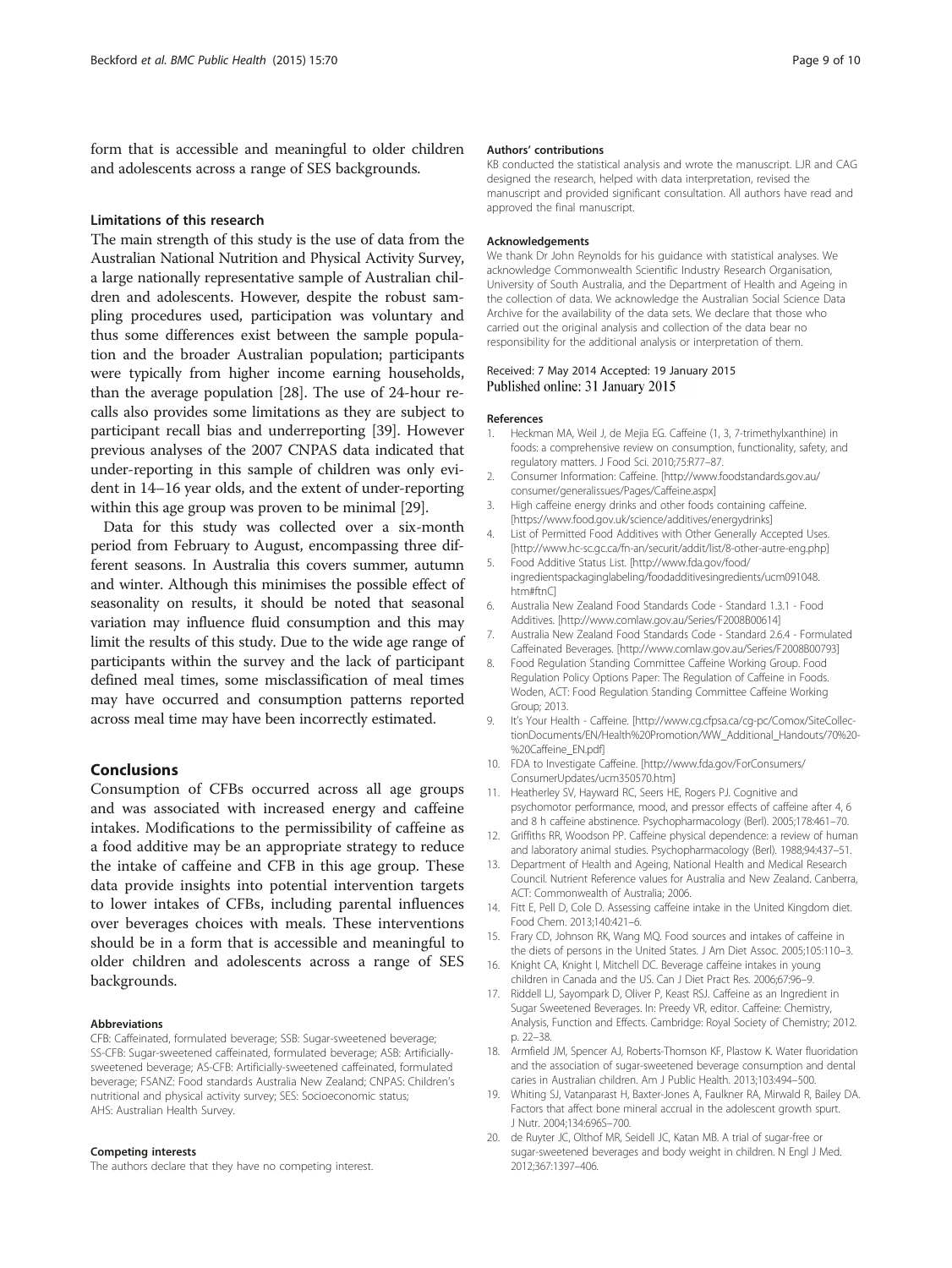form that is accessible and meaningful to older children and adolescents across a range of SES backgrounds.

### Limitations of this research

The main strength of this study is the use of data from the Australian National Nutrition and Physical Activity Survey, a large nationally representative sample of Australian children and adolescents. However, despite the robust sampling procedures used, participation was voluntary and thus some differences exist between the sample population and the broader Australian population; participants were typically from higher income earning households, than the average population [28]. The use of 24-hour recalls also provides some limitations as they are subject to participant recall bias and underreporting [39]. However previous analyses of the 2007 CNPAS data indicated that under-reporting in this sample of children was only evident in 14–16 year olds, and the extent of under-reporting within this age group was proven to be minimal [29].

Data for this study was collected over a six-month period from February to August, encompassing three different seasons. In Australia this covers summer, autumn and winter. Although this minimises the possible effect of seasonality on results, it should be noted that seasonal variation may influence fluid consumption and this may limit the results of this study. Due to the wide age range of participants within the survey and the lack of participant defined meal times, some misclassification of meal times may have occurred and consumption patterns reported across meal time may have been incorrectly estimated.

## Conclusions

Consumption of CFBs occurred across all age groups and was associated with increased energy and caffeine intakes. Modifications to the permissibility of caffeine as a food additive may be an appropriate strategy to reduce the intake of caffeine and CFB in this age group. These data provide insights into potential intervention targets to lower intakes of CFBs, including parental influences over beverages choices with meals. These interventions should be in a form that is accessible and meaningful to older children and adolescents across a range of SES backgrounds.

#### Abbreviations

CFB: Caffeinated, formulated beverage; SSB: Sugar-sweetened beverage; SS-CFB: Sugar-sweetened caffeinated, formulated beverage; ASB: Artificially-sweetened beverage; AS-CFB: Artificially-sweetened caffeinated, formulated beverage; FSANZ: Food standards Australia New Zealand; CNPAS: Children's nutritional and physical activity survey; SES: Socioeconomic status; AHS: Australian Health Survey.

#### Competing interests

The authors declare that they have no competing interest.

#### Authors' contributions

KB conducted the statistical analysis and wrote the manuscript. LJR and CAG designed the research, helped with data interpretation, revised the manuscript and provided significant consultation. All authors have read and approved the final manuscript.

#### Acknowledgements

We thank Dr John Reynolds for his guidance with statistical analyses. We acknowledge Commonwealth Scientific Industry Research Organisation, University of South Australia, and the Department of Health and Ageing in the collection of data. We acknowledge the Australian Social Science Data Archive for the availability of the data sets. We declare that those who carried out the original analysis and collection of the data bear no responsibility for the additional analysis or interpretation of them.

Received: 7 May 2014 Accepted: 19 January 2015
Published online: 31 January 2015

#### References

1. Heckman MA, Weil J, de Mejia EG. Caffeine (1, 3, 7-trimethylxanthine) in foods: a comprehensive review on consumption, functionality, safety, and regulatory matters. J Food Sci. 2010;75:R77–87.
2. Consumer Information: Caffeine. [http://www.foodstandards.gov.au/consumer/generalissues/Pages/Caffeine.aspx]
3. High caffeine energy drinks and other foods containing caffeine. [https://www.food.gov.uk/science/additives/energydrinks]
4. List of Permitted Food Additives with Other Generally Accepted Uses. [http://www.hc-sc.gc.ca/fn-an/securit/addit/list/8-other-autre-eng.php]
5. Food Additive Status List. [http://www.fda.gov/food/ingredientspackaginglabeling/foodadditivesingredients/ucm091048.htm#ftnC]
6. Australia New Zealand Food Standards Code - Standard 1.3.1 - Food Additives. [http://www.comlaw.gov.au/Series/F2008B00614]
7. Australia New Zealand Food Standards Code - Standard 2.6.4 - Formulated Caffeinated Beverages. [http://www.comlaw.gov.au/Series/F2008B00793]
8. Food Regulation Standing Committee Caffeine Working Group. Food Regulation Policy Options Paper: The Regulation of Caffeine in Foods. Woden, ACT: Food Regulation Standing Committee Caffeine Working Group; 2013.
9. It's Your Health - Caffeine. [http://www.cg.cfpsa.ca/cg-pc/Comox/SiteCollectionDocuments/EN/Health%20Promotion/WW_Additional_Handouts/70%20-%20Caffeine_EN.pdf]
10. FDA to Investigate Caffeine. [http://www.fda.gov/ForConsumers/ConsumerUpdates/ucm350570.htm]
11. Heatherley SV, Hayward RC, Seers HE, Rogers PJ. Cognitive and psychomotor performance, mood, and pressor effects of caffeine after 4, 6 and 8 h caffeine abstinence. Psychopharmacology (Berl). 2005;178:461–70.
12. Griffiths RR, Woodson PP. Caffeine physical dependence: a review of human and laboratory animal studies. Psychopharmacology (Berl). 1988;94:437–51.
13. Department of Health and Ageing, National Health and Medical Research Council. Nutrient Reference values for Australia and New Zealand. Canberra, ACT: Commonwealth of Australia; 2006.
14. Fitt E, Pell D, Cole D. Assessing caffeine intake in the United Kingdom diet. Food Chem. 2013;140:421–6.
15. Frary CD, Johnson RK, Wang MQ. Food sources and intakes of caffeine in the diets of persons in the United States. J Am Diet Assoc. 2005;105:110–3.
16. Knight CA, Knight I, Mitchell DC. Beverage caffeine intakes in young children in Canada and the US. Can J Diet Pract Res. 2006;67:96–9.
17. Riddell LJ, Sayompark D, Oliver P, Keast RSJ. Caffeine as an Ingredient in Sugar Sweetened Beverages. In: Preedy VR, editor. Caffeine: Chemistry, Analysis, Function and Effects. Cambridge: Royal Society of Chemistry; 2012. p. 22–38.
18. Armfield JM, Spencer AJ, Roberts-Thomson KF, Plastow K. Water fluoridation and the association of sugar-sweetened beverage consumption and dental caries in Australian children. Am J Public Health. 2013;103:494–500.
19. Whiting SJ, Vatanparast H, Baxter-Jones A, Faulkner RA, Mirwald R, Bailey DA. Factors that affect bone mineral accrual in the adolescent growth spurt. J Nutr. 2004;134:696S–700.
20. de Ruyter JC, Olthof MR, Seidell JC, Katan MB. A trial of sugar-free or sugar-sweetened beverages and body weight in children. N Engl J Med. 2012;367:1397–406.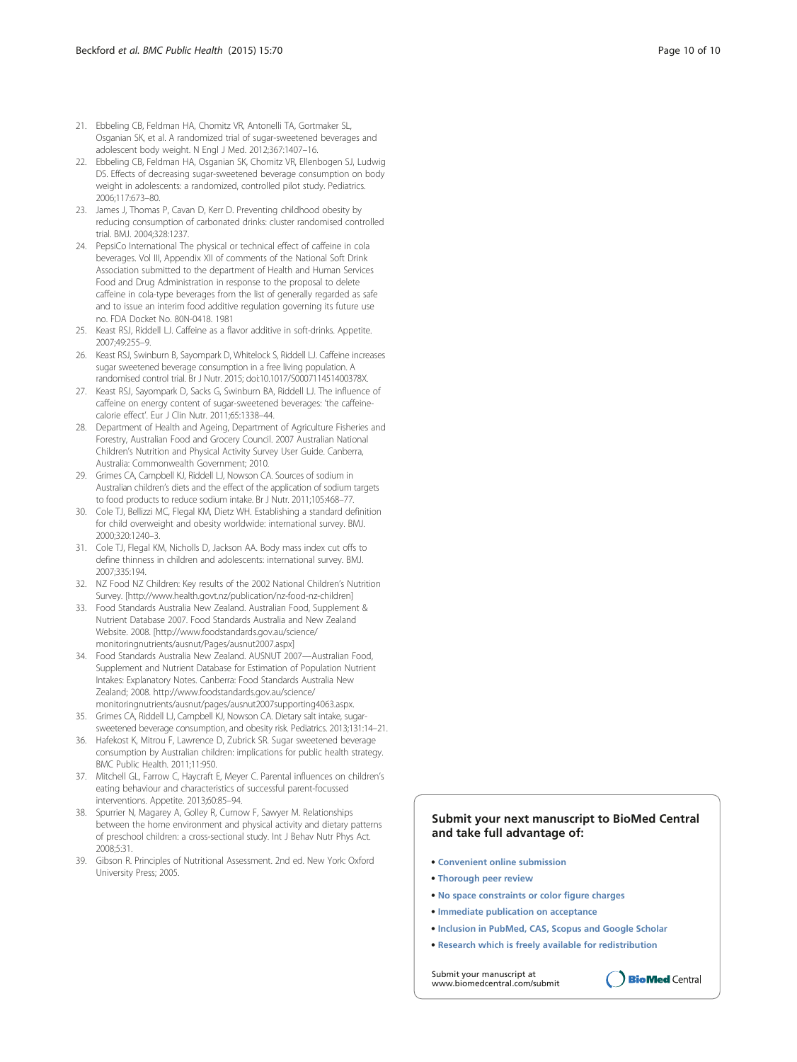21. Ebbeling CB, Feldman HA, Chomitz VR, Antonelli TA, Gortmaker SL, Osganian SK, et al. A randomized trial of sugar-sweetened beverages and adolescent body weight. N Engl J Med. 2012;367:1407–16.
22. Ebbeling CB, Feldman HA, Osganian SK, Chomitz VR, Ellenbogen SJ, Ludwig DS. Effects of decreasing sugar-sweetened beverage consumption on body weight in adolescents: a randomized, controlled pilot study. Pediatrics. 2006;117:673–80.
23. James J, Thomas P, Cavan D, Kerr D. Preventing childhood obesity by reducing consumption of carbonated drinks: cluster randomised controlled trial. BMJ. 2004;328:1237.
24. PepsiCo International The physical or technical effect of caffeine in cola beverages. Vol III, Appendix XII of comments of the National Soft Drink Association submitted to the department of Health and Human Services Food and Drug Administration in response to the proposal to delete caffeine in cola-type beverages from the list of generally regarded as safe and to issue an interim food additive regulation governing its future use no. FDA Docket No. 80N-0418. 1981
25. Keast RSJ, Riddell LJ. Caffeine as a flavor additive in soft-drinks. Appetite. 2007;49:255–9.
26. Keast RSJ, Swinburn B, Sayompark D, Whitelock S, Riddell LJ. Caffeine increases sugar sweetened beverage consumption in a free living population. A randomised control trial. Br J Nutr. 2015; doi:10.1017/S000711451400378X.
27. Keast RSJ, Sayompark D, Sacks G, Swinburn BA, Riddell LJ. The influence of caffeine on energy content of sugar-sweetened beverages: 'the caffeine-calorie effect'. Eur J Clin Nutr. 2011;65:1338–44.
28. Department of Health and Ageing, Department of Agriculture Fisheries and Forestry, Australian Food and Grocery Council. 2007 Australian National Children's Nutrition and Physical Activity Survey User Guide. Canberra, Australia: Commonwealth Government; 2010.
29. Grimes CA, Campbell KJ, Riddell LJ, Nowson CA. Sources of sodium in Australian children's diets and the effect of the application of sodium targets to food products to reduce sodium intake. Br J Nutr. 2011;105:468–77.
30. Cole TJ, Bellizzi MC, Flegal KM, Dietz WH. Establishing a standard definition for child overweight and obesity worldwide: international survey. BMJ. 2000;320:1240–3.
31. Cole TJ, Flegal KM, Nicholls D, Jackson AA. Body mass index cut offs to define thinness in children and adolescents: international survey. BMJ. 2007;335:194.
32. NZ Food NZ Children: Key results of the 2002 National Children's Nutrition Survey. [http://www.health.govt.nz/publication/nz-food-nz-children]
33. Food Standards Australia New Zealand. Australian Food, Supplement & Nutrient Database 2007. Food Standards Australia and New Zealand Website. 2008. [http://www.foodstandards.gov.au/science/monitoringnutrients/ausnut/Pages/ausnut2007.aspx]
34. Food Standards Australia New Zealand. AUSNUT 2007—Australian Food, Supplement and Nutrient Database for Estimation of Population Nutrient Intakes: Explanatory Notes. Canberra: Food Standards Australia New Zealand; 2008. http://www.foodstandards.gov.au/science/monitoringnutrients/ausnut/pages/ausnut2007supporting4063.aspx.
35. Grimes CA, Riddell LJ, Campbell KJ, Nowson CA. Dietary salt intake, sugar-sweetened beverage consumption, and obesity risk. Pediatrics. 2013;131:14–21.
36. Hafekost K, Mitrou F, Lawrence D, Zubrick SR. Sugar sweetened beverage consumption by Australian children: implications for public health strategy. BMC Public Health. 2011;11:950.
37. Mitchell GL, Farrow C, Haycraft E, Meyer C. Parental influences on children's eating behaviour and characteristics of successful parent-focussed interventions. Appetite. 2013;60:85–94.
38. Spurrier N, Magarey A, Golley R, Curnow F, Sawyer M. Relationships between the home environment and physical activity and dietary patterns of preschool children: a cross-sectional study. Int J Behav Nutr Phys Act. 2008;5:31.
39. Gibson R. Principles of Nutritional Assessment. 2nd ed. New York: Oxford University Press; 2005.

**Submit your next manuscript to BioMed Central and take full advantage of:**

- **Convenient online submission**
- **Thorough peer review**
- **No space constraints or color figure charges**
- **Immediate publication on acceptance**
- **Inclusion in PubMed, CAS, Scopus and Google Scholar**
- **Research which is freely available for redistribution**

Submit your manuscript at
www.biomedcentral.com/submit

BioMed Central